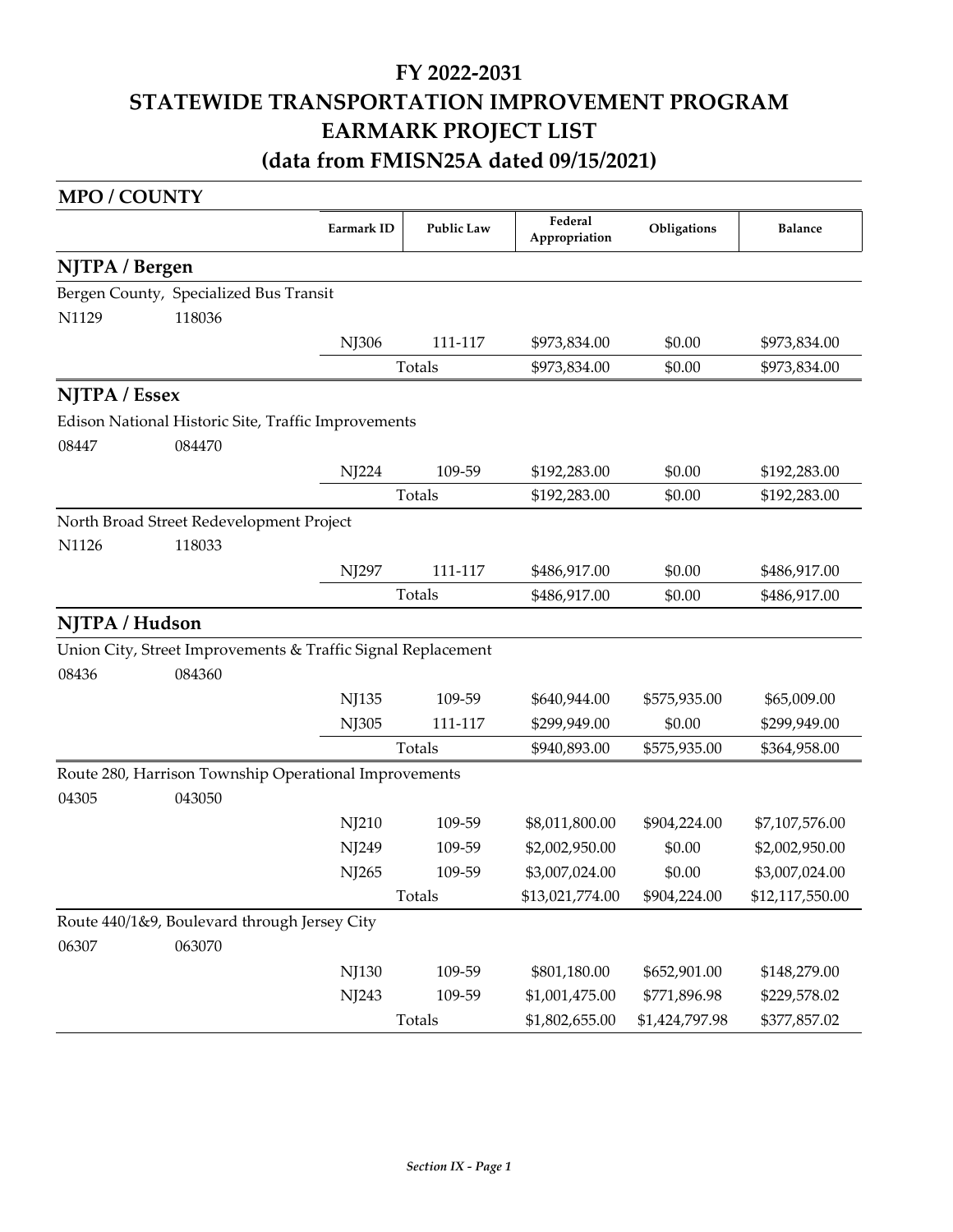# FY 2022-2031
# STATEWIDE TRANSPORTATION IMPROVEMENT PROGRAM
# EARMARK PROJECT LIST
# (data from FMISN25A dated 09/15/2021)

## MPO / COUNTY

| | | Earmark ID | Public Law | Federal Appropriation | Obligations | Balance |
|---|---|---|---|---|---|---|
| **NJTPA / Bergen** | | | | | | |
| Bergen County, Specialized Bus Transit | | | | | | |
| N1129 | 118036 | | | | | |
| | | NJ306 | 111-117 | $973,834.00 | $0.00 | $973,834.00 |
| | | | Totals | $973,834.00 | $0.00 | $973,834.00 |
| **NJTPA / Essex** | | | | | | |
| Edison National Historic Site, Traffic Improvements | | | | | | |
| 08447 | 084470 | | | | | |
| | | NJ224 | 109-59 | $192,283.00 | $0.00 | $192,283.00 |
| | | | Totals | $192,283.00 | $0.00 | $192,283.00 |
| North Broad Street Redevelopment Project | | | | | | |
| N1126 | 118033 | | | | | |
| | | NJ297 | 111-117 | $486,917.00 | $0.00 | $486,917.00 |
| | | | Totals | $486,917.00 | $0.00 | $486,917.00 |
| **NJTPA / Hudson** | | | | | | |
| Union City, Street Improvements & Traffic Signal Replacement | | | | | | |
| 08436 | 084360 | | | | | |
| | | NJ135 | 109-59 | $640,944.00 | $575,935.00 | $65,009.00 |
| | | NJ305 | 111-117 | $299,949.00 | $0.00 | $299,949.00 |
| | | | Totals | $940,893.00 | $575,935.00 | $364,958.00 |
| Route 280, Harrison Township Operational Improvements | | | | | | |
| 04305 | 043050 | | | | | |
| | | NJ210 | 109-59 | $8,011,800.00 | $904,224.00 | $7,107,576.00 |
| | | NJ249 | 109-59 | $2,002,950.00 | $0.00 | $2,002,950.00 |
| | | NJ265 | 109-59 | $3,007,024.00 | $0.00 | $3,007,024.00 |
| | | | Totals | $13,021,774.00 | $904,224.00 | $12,117,550.00 |
| Route 440/1&9, Boulevard through Jersey City | | | | | | |
| 06307 | 063070 | | | | | |
| | | NJ130 | 109-59 | $801,180.00 | $652,901.00 | $148,279.00 |
| | | NJ243 | 109-59 | $1,001,475.00 | $771,896.98 | $229,578.02 |
| | | | Totals | $1,802,655.00 | $1,424,797.98 | $377,857.02 |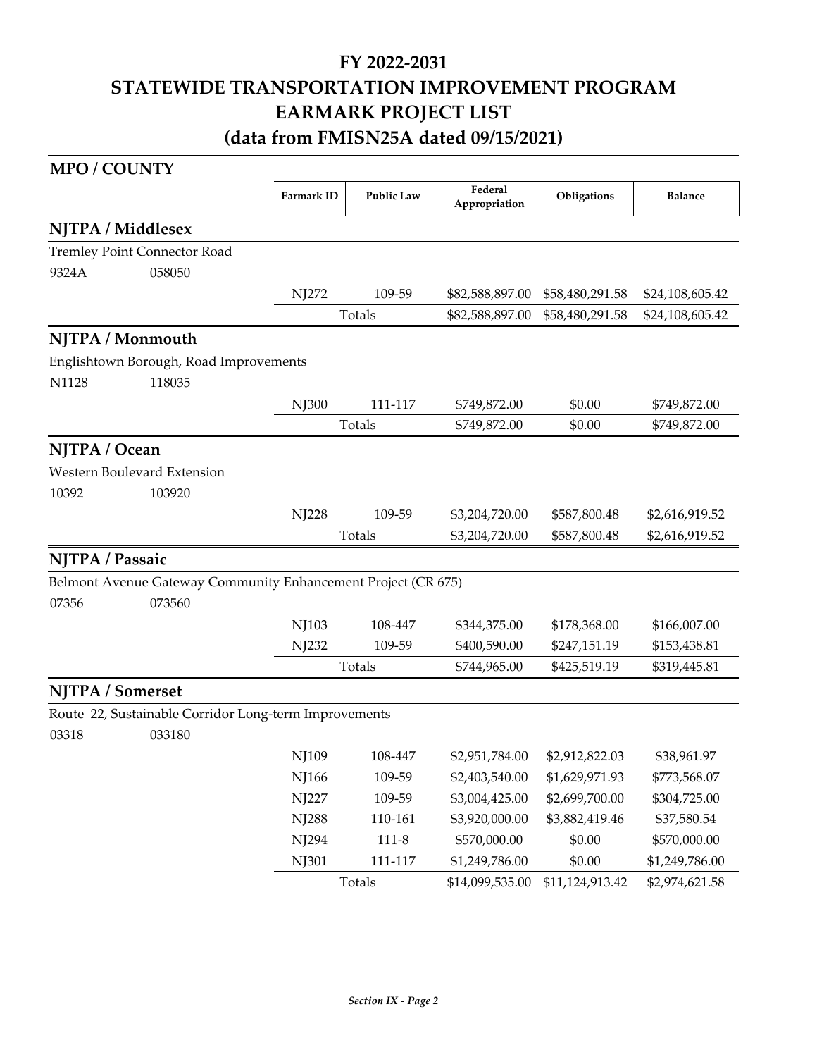# FY 2022-2031
# STATEWIDE TRANSPORTATION IMPROVEMENT PROGRAM
# EARMARK PROJECT LIST
# (data from FMISN25A dated 09/15/2021)

| MPO / COUNTY | | Earmark ID | Public Law | Federal Appropriation | Obligations | Balance |
|---|---|---|---|---|---|---|
| **NJTPA / Middlesex** | | | | | | |
| Tremley Point Connector Road | | | | | | |
| 9324A | 058050 | | | | | |
| | | NJ272 | 109-59 | $82,588,897.00 | $58,480,291.58 | $24,108,605.42 |
| | | | Totals | $82,588,897.00 | $58,480,291.58 | $24,108,605.42 |
| **NJTPA / Monmouth** | | | | | | |
| Englishtown Borough, Road Improvements | | | | | | |
| N1128 | 118035 | | | | | |
| | | NJ300 | 111-117 | $749,872.00 | $0.00 | $749,872.00 |
| | | | Totals | $749,872.00 | $0.00 | $749,872.00 |
| **NJTPA / Ocean** | | | | | | |
| Western Boulevard Extension | | | | | | |
| 10392 | 103920 | | | | | |
| | | NJ228 | 109-59 | $3,204,720.00 | $587,800.48 | $2,616,919.52 |
| | | | Totals | $3,204,720.00 | $587,800.48 | $2,616,919.52 |
| **NJTPA / Passaic** | | | | | | |
| Belmont Avenue Gateway Community Enhancement Project (CR 675) | | | | | | |
| 07356 | 073560 | | | | | |
| | | NJ103 | 108-447 | $344,375.00 | $178,368.00 | $166,007.00 |
| | | NJ232 | 109-59 | $400,590.00 | $247,151.19 | $153,438.81 |
| | | | Totals | $744,965.00 | $425,519.19 | $319,445.81 |
| **NJTPA / Somerset** | | | | | | |
| Route 22, Sustainable Corridor Long-term Improvements | | | | | | |
| 03318 | 033180 | | | | | |
| | | NJ109 | 108-447 | $2,951,784.00 | $2,912,822.03 | $38,961.97 |
| | | NJ166 | 109-59 | $2,403,540.00 | $1,629,971.93 | $773,568.07 |
| | | NJ227 | 109-59 | $3,004,425.00 | $2,699,700.00 | $304,725.00 |
| | | NJ288 | 110-161 | $3,920,000.00 | $3,882,419.46 | $37,580.54 |
| | | NJ294 | 111-8 | $570,000.00 | $0.00 | $570,000.00 |
| | | NJ301 | 111-117 | $1,249,786.00 | $0.00 | $1,249,786.00 |
| | | | Totals | $14,099,535.00 | $11,124,913.42 | $2,974,621.58 |

*Section IX - Page 2*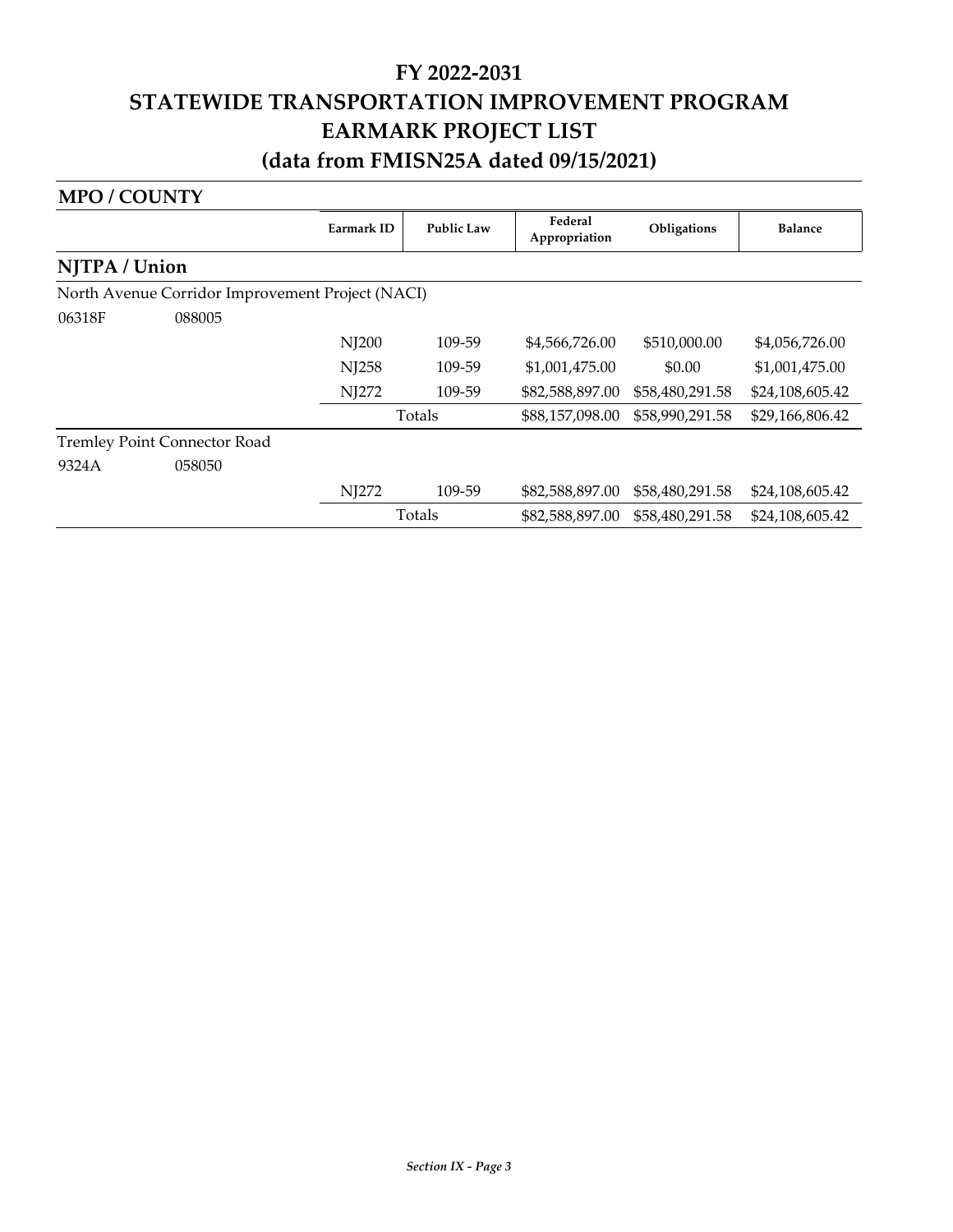# FY 2022-2031
# STATEWIDE TRANSPORTATION IMPROVEMENT PROGRAM
# EARMARK PROJECT LIST
# (data from FMISN25A dated 09/15/2021)

## MPO / COUNTY

| | | Earmark ID | Public Law | Federal Appropriation | Obligations | Balance |
|---|---|---|---|---|---|---|
| **NJTPA / Union** | | | | | | |
| North Avenue Corridor Improvement Project (NACI) | | | | | | |
| 06318F | 088005 | | | | | |
| | | NJ200 | 109-59 | $4,566,726.00 | $510,000.00 | $4,056,726.00 |
| | | NJ258 | 109-59 | $1,001,475.00 | $0.00 | $1,001,475.00 |
| | | NJ272 | 109-59 | $82,588,897.00 | $58,480,291.58 | $24,108,605.42 |
| | | | Totals | $88,157,098.00 | $58,990,291.58 | $29,166,806.42 |
| Tremley Point Connector Road | | | | | | |
| 9324A | 058050 | | | | | |
| | | NJ272 | 109-59 | $82,588,897.00 | $58,480,291.58 | $24,108,605.42 |
| | | | Totals | $82,588,897.00 | $58,480,291.58 | $24,108,605.42 |

*Section IX - Page 3*